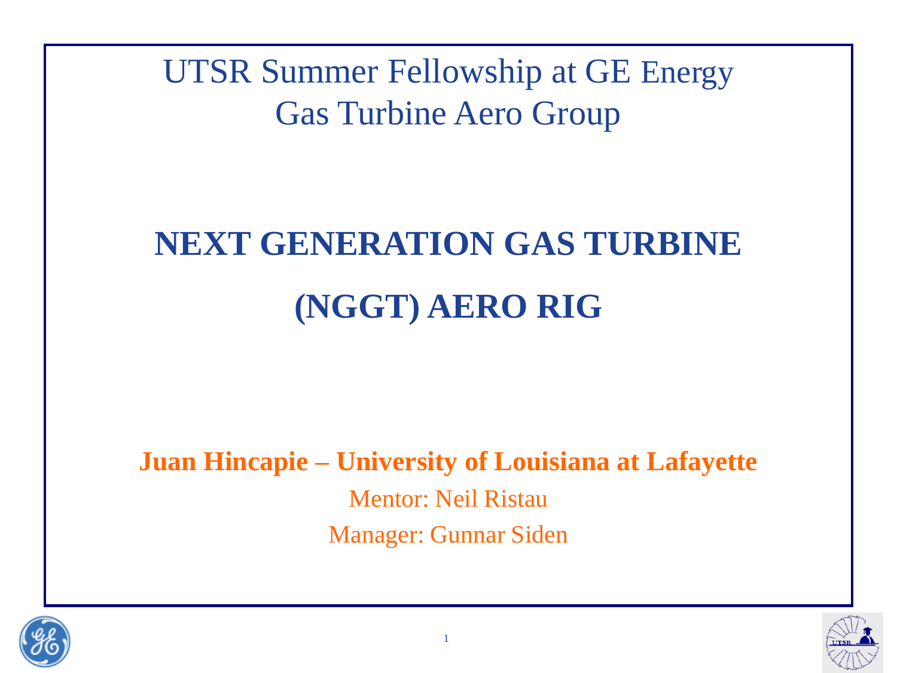UTSR Summer Fellowship at GE Energy

Gas Turbine Aero Group

# NEXT GENERATION GAS TURBINE (NGGT) AERO RIG

**Juan Hincapie – University of Louisiana at Lafayette**

Mentor: Neil Ristau

Manager: Gunnar Siden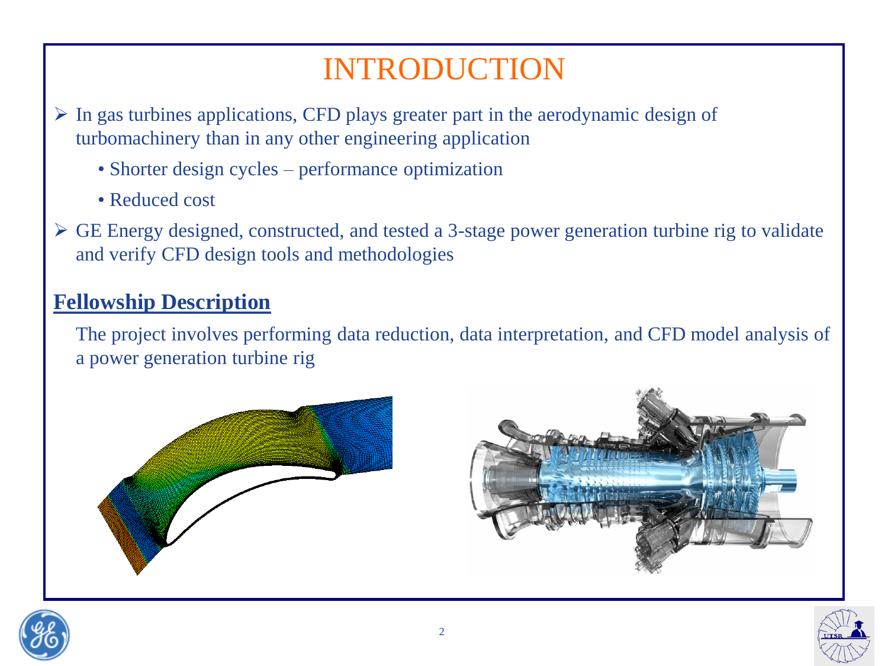# INTRODUCTION

- In gas turbines applications, CFD plays greater part in the aerodynamic design of turbomachinery than in any other engineering application
  - Shorter design cycles – performance optimization
  - Reduced cost
- GE Energy designed, constructed, and tested a 3-stage power generation turbine rig to validate and verify CFD design tools and methodologies

## Fellowship Description

The project involves performing data reduction, data interpretation, and CFD model analysis of a power generation turbine rig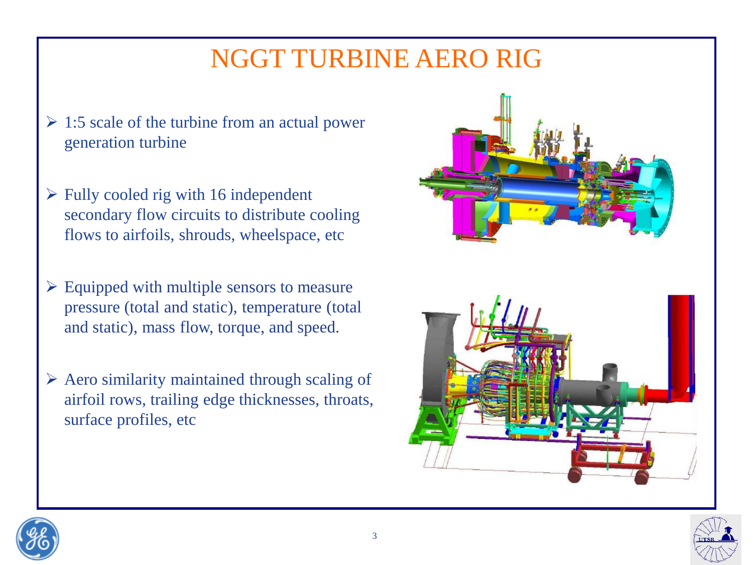# NGGT TURBINE AERO RIG

- 1:5 scale of the turbine from an actual power generation turbine
- Fully cooled rig with 16 independent secondary flow circuits to distribute cooling flows to airfoils, shrouds, wheelspace, etc
- Equipped with multiple sensors to measure pressure (total and static), temperature (total and static), mass flow, torque, and speed.
- Aero similarity maintained through scaling of airfoil rows, trailing edge thicknesses, throats, surface profiles, etc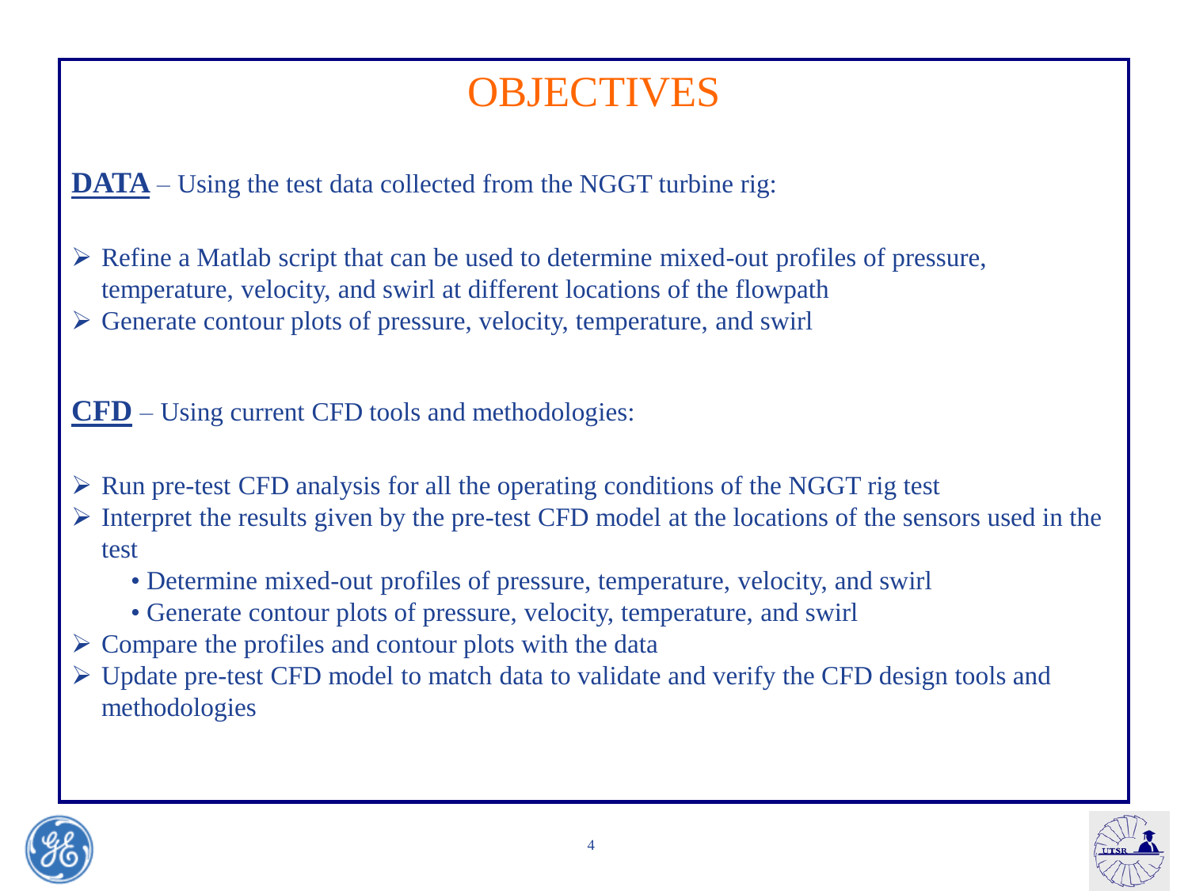# OBJECTIVES

**DATA** – Using the test data collected from the NGGT turbine rig:

- Refine a Matlab script that can be used to determine mixed-out profiles of pressure, temperature, velocity, and swirl at different locations of the flowpath
- Generate contour plots of pressure, velocity, temperature, and swirl

**CFD** – Using current CFD tools and methodologies:

- Run pre-test CFD analysis for all the operating conditions of the NGGT rig test
- Interpret the results given by the pre-test CFD model at the locations of the sensors used in the test
    - Determine mixed-out profiles of pressure, temperature, velocity, and swirl
    - Generate contour plots of pressure, velocity, temperature, and swirl
- Compare the profiles and contour plots with the data
- Update pre-test CFD model to match data to validate and verify the CFD design tools and methodologies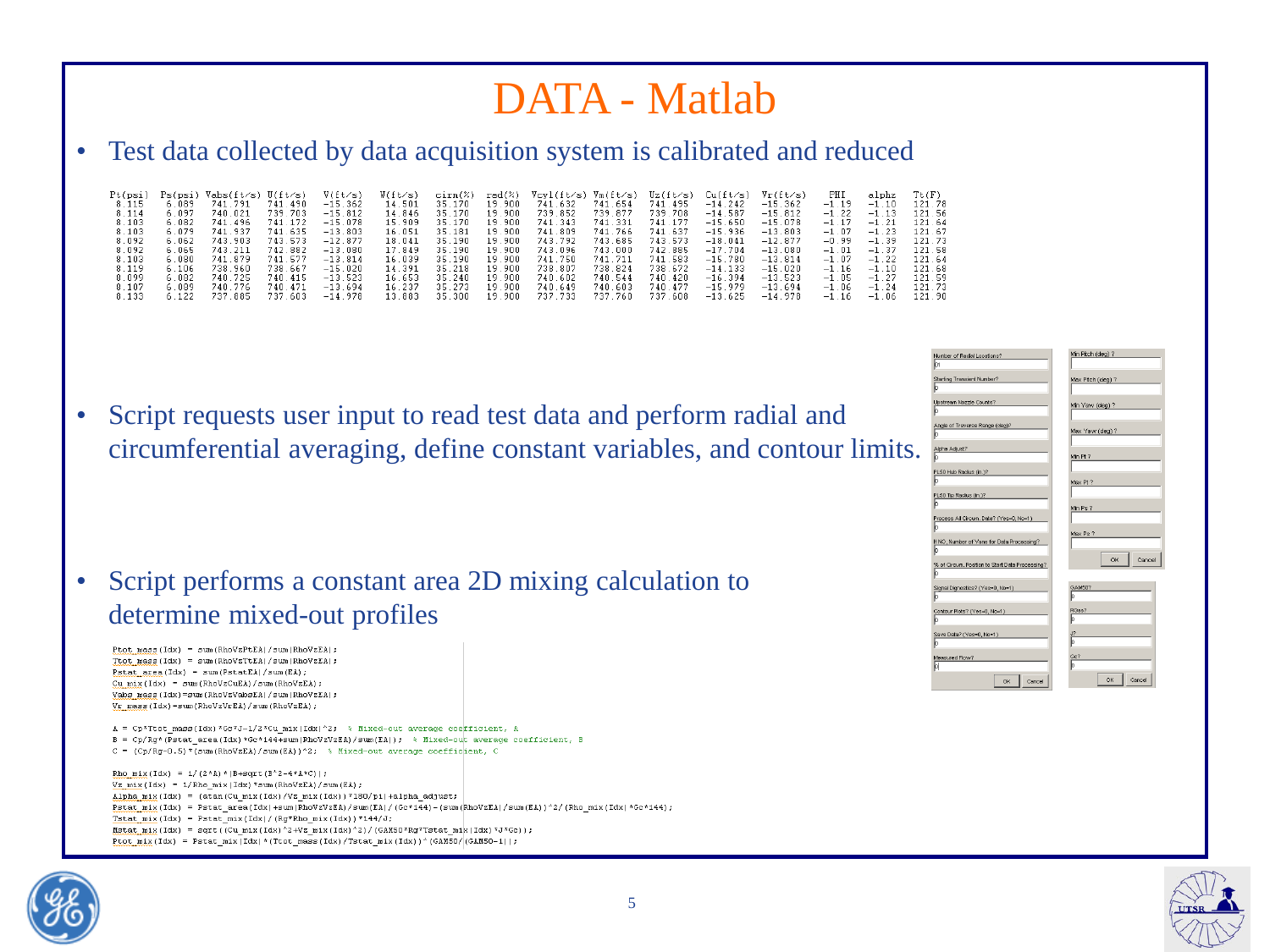# DATA - Matlab

- Test data collected by data acquisition system is calibrated and reduced

| Pt(psi) | Ps(psi) | Vabs(ft/s) | U(ft/s) | V(ft/s) | W(ft/s) | cirn(%) | rad(%) | Vcyl(ft/s) | Vm(ft/s) | Uz(ft/s) | Cu(ft/s) | Vr(ft/s) | PHI | alpha | Tt(F) |
|---|---|---|---|---|---|---|---|---|---|---|---|---|---|---|---|
| 8.115 | 6.089 | 741.791 | 741.490 | -15.362 | 14.501 | 35.170 | 19.900 | 741.632 | 741.654 | 741.495 | -14.242 | -15.362 | -1.19 | -1.10 | 121.78 |
| 8.114 | 6.097 | 740.021 | 739.703 | -15.812 | 14.846 | 35.170 | 19.900 | 739.852 | 739.877 | 739.708 | -14.587 | -15.812 | -1.22 | -1.13 | 121.56 |
| 8.103 | 6.082 | 741.496 | 741.172 | -15.078 | 15.909 | 35.170 | 19.900 | 741.343 | 741.331 | 741.177 | -15.650 | -15.078 | -1.17 | -1.21 | 121.64 |
| 8.103 | 6.079 | 741.937 | 741.635 | -13.803 | 16.051 | 35.181 | 19.900 | 741.809 | 741.766 | 741.637 | -15.936 | -13.803 | -1.07 | -1.23 | 121.67 |
| 8.092 | 6.062 | 743.903 | 743.573 | -12.877 | 18.041 | 35.190 | 19.900 | 743.792 | 743.685 | 743.573 | -18.041 | -12.877 | -0.99 | -1.39 | 121.73 |
| 8.092 | 6.065 | 743.211 | 742.882 | -13.080 | 17.849 | 35.190 | 19.900 | 743.096 | 743.000 | 742.885 | -17.704 | -13.080 | -1.01 | -1.37 | 121.58 |
| 8.103 | 6.080 | 741.879 | 741.577 | -13.814 | 16.039 | 35.190 | 19.900 | 741.750 | 741.711 | 741.583 | -15.780 | -13.814 | -1.07 | -1.22 | 121.64 |
| 8.119 | 6.106 | 738.960 | 738.667 | -15.020 | 14.391 | 35.218 | 19.900 | 738.807 | 738.824 | 738.672 | -14.133 | -15.020 | -1.16 | -1.10 | 121.68 |
| 8.099 | 6.082 | 740.725 | 740.415 | -13.523 | 16.653 | 35.240 | 19.900 | 740.602 | 740.544 | 740.420 | -16.394 | -13.523 | -1.05 | -1.27 | 121.59 |
| 8.107 | 6.089 | 740.776 | 740.471 | -13.694 | 16.237 | 35.273 | 19.900 | 740.649 | 740.603 | 740.477 | -15.979 | -13.694 | -1.06 | -1.24 | 121.73 |
| 8.133 | 6.122 | 737.885 | 737.603 | -14.978 | 13.883 | 35.300 | 19.900 | 737.733 | 737.760 | 737.608 | -13.625 | -14.978 | -1.16 | -1.06 | 121.90 |

- Script requests user input to read test data and perform radial and circumferential averaging, define constant variables, and contour limits.

Number of Radial Locations? 01
Starting Transient Number? 0
Upstream Nozzle Counts? 0
Angle of Traverse Range (deg)? 0
Alpha Adjust? 0
PLSO Hub Radius (in.)? 0
PLSO Tip Radius (in.)? 0
Process All Circum. Data? (Yes=0, No=1) 0
If NO, Number of Vane for Data Processing? 0
% of Circum. Position to Start Data Processing? 0
Signal Diagnostics? (Yes=0, No=1) 0
Contour Plots? (Yes=0, No=1) 0
Save Data? (Yes=0, No=1) 0
Measured Flow? 0
OK Cancel

Min Pitch (deg) ?
Max Pitch (deg) ?
Min Yaw (deg) ?
Max Yaw (deg) ?
Min Pt ?
Max Pt ?
Min Ps ?
Max Ps ?
OK Cancel

GAM50? 0
RGas? 0
J? 0
Gc? 0
OK Cancel

- Script performs a constant area 2D mixing calculation to determine mixed-out profiles

```
Ptot_mass(Idx) = sum(RhoVzPtEA)/sum(RhoVzEA);
Ttot_mass(Idx) = sum(RhoVzTtEA)/sum(RhoVzEA);
Pstat_area(Idx) = sum(PstatEA)/sum(EA);
Cu_mix(Idx) = sum(RhoVzCuEA)/sum(RhoVzEA);
Vabs_mass(Idx)=sum(RhoVzVabsEA)/sum(RhoVzEA);
Vr_mass(Idx)=sum(RhoVzVrEA)/sum(RhoVzEA);

A = Cp*Ttot_mass(Idx)*Gc*J-1/2*Cu_mix(Idx)^2;  % Mixed-out average coefficient, A
B = Cp/Rg*(Pstat_area(Idx)*Gc*144+sum(RhoVzVzEA)/sum(EA));  % Mixed-out average coefficient, B
C = (Cp/Rg-0.5)*(sum(RhoVzEA)/sum(EA))^2;  % Mixed-out average coefficient, C

Rho_mix(Idx) = 1/(2*A)*(B+sqrt(B^2-4*A*C));
Vz_mix(Idx) = 1/Rho_mix(Idx)*sum(RhoVzEA)/sum(EA);
Alpha_mix(Idx) = (atan(Cu_mix(Idx)/Vz_mix(Idx))*180/pi)+alpha_adjust;
Pstat_mix(Idx) = Pstat_area(Idx)+sum(RhoVzVzEA)/sum(EA)/(Gc*144)-(sum(RhoVzEA)/sum(EA))^2/(Rho_mix(Idx)*Gc*144);
Tstat_mix(Idx) = Pstat_mix(Idx)/(Rg*Rho_mix(Idx))*144/J;
Mstat_mix(Idx) = sqrt((Cu_mix(Idx)^2+Vz_mix(Idx)^2)/(GAM50*Rg*Tstat_mix(Idx)*J*Gc));
Ptot_mix(Idx) = Pstat_mix(Idx)*(Ttot_mass(Idx)/Tstat_mix(Idx))^(GAM50/(GAM50-1));
```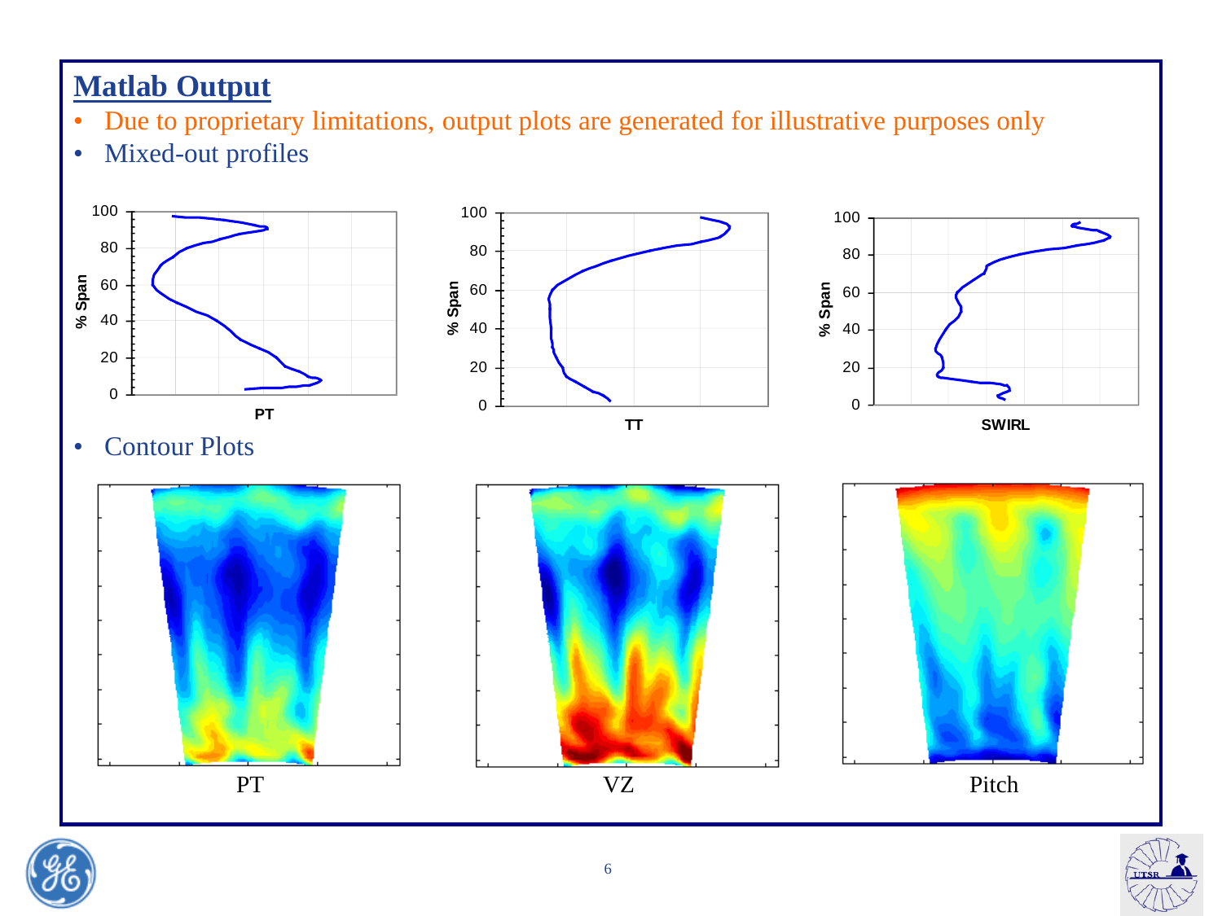# Matlab Output

- Due to proprietary limitations, output plots are generated for illustrative purposes only
- Mixed-out profiles

PT

TT

SWIRL

- Contour Plots

PT

VZ

Pitch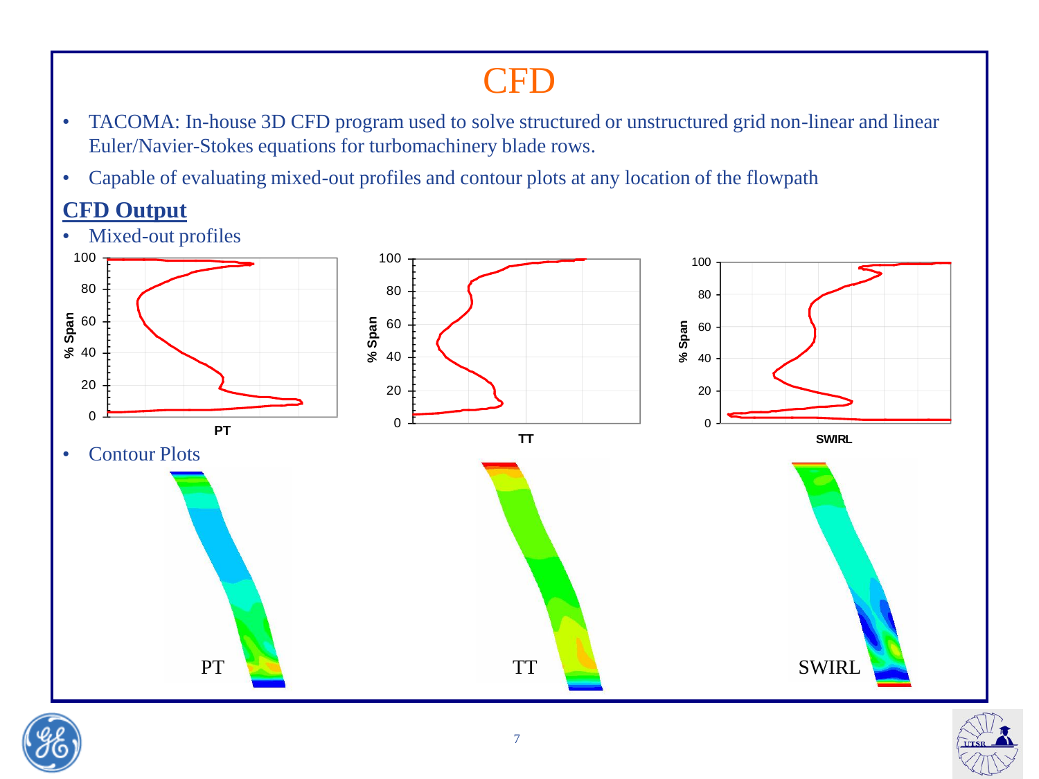# CFD

- TACOMA: In-house 3D CFD program used to solve structured or unstructured grid non-linear and linear Euler/Navier-Stokes equations for turbomachinery blade rows.
- Capable of evaluating mixed-out profiles and contour plots at any location of the flowpath

## CFD Output

- Mixed-out profiles

PT

TT

SWIRL

- Contour Plots

PT

TT

SWIRL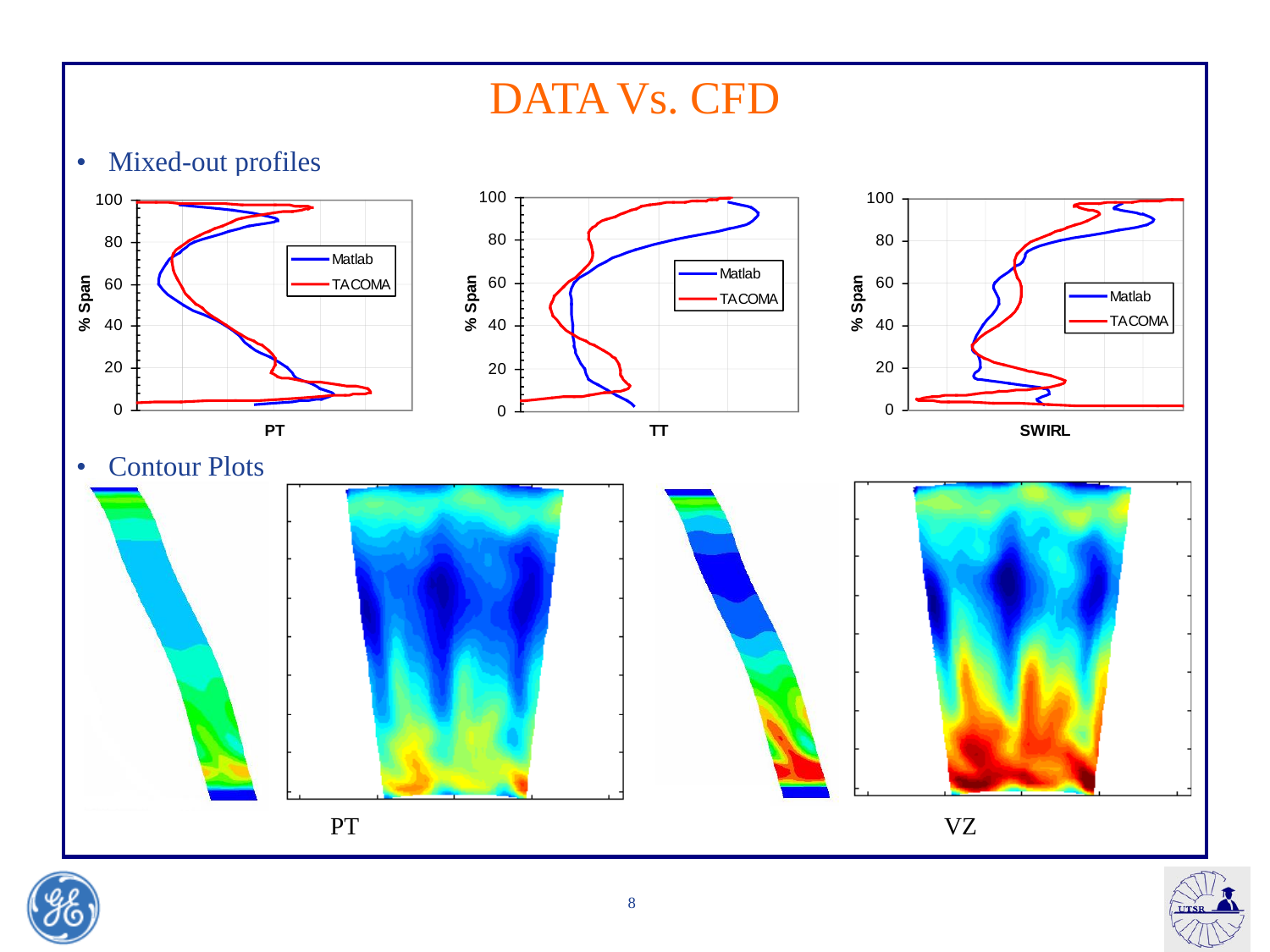# DATA Vs. CFD

- Mixed-out profiles

- Contour Plots

PT

VZ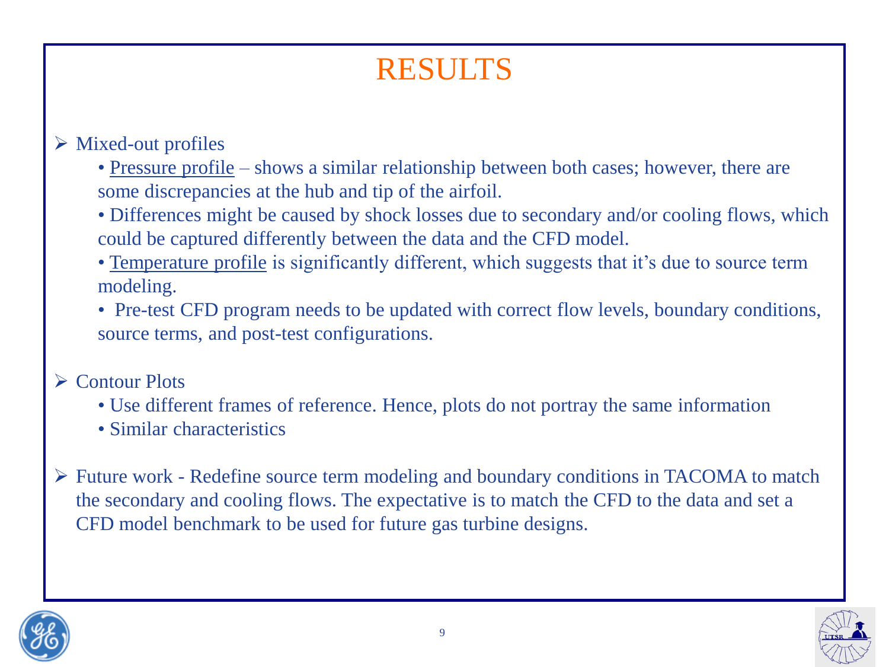# RESULTS

- Mixed-out profiles
  - Pressure profile – shows a similar relationship between both cases; however, there are some discrepancies at the hub and tip of the airfoil.
  - Differences might be caused by shock losses due to secondary and/or cooling flows, which could be captured differently between the data and the CFD model.
  - Temperature profile is significantly different, which suggests that it's due to source term modeling.
  - Pre-test CFD program needs to be updated with correct flow levels, boundary conditions, source terms, and post-test configurations.

- Contour Plots
  - Use different frames of reference. Hence, plots do not portray the same information
  - Similar characteristics

- Future work - Redefine source term modeling and boundary conditions in TACOMA to match the secondary and cooling flows. The expectative is to match the CFD to the data and set a CFD model benchmark to be used for future gas turbine designs.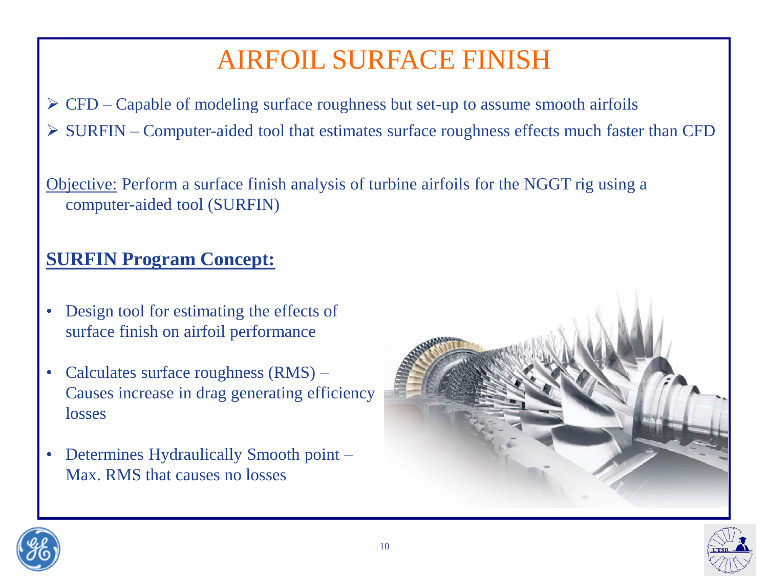# AIRFOIL SURFACE FINISH

- CFD – Capable of modeling surface roughness but set-up to assume smooth airfoils
- SURFIN – Computer-aided tool that estimates surface roughness effects much faster than CFD

Objective: Perform a surface finish analysis of turbine airfoils for the NGGT rig using a computer-aided tool (SURFIN)

## SURFIN Program Concept:

- Design tool for estimating the effects of surface finish on airfoil performance
- Calculates surface roughness (RMS) – Causes increase in drag generating efficiency losses
- Determines Hydraulically Smooth point – Max. RMS that causes no losses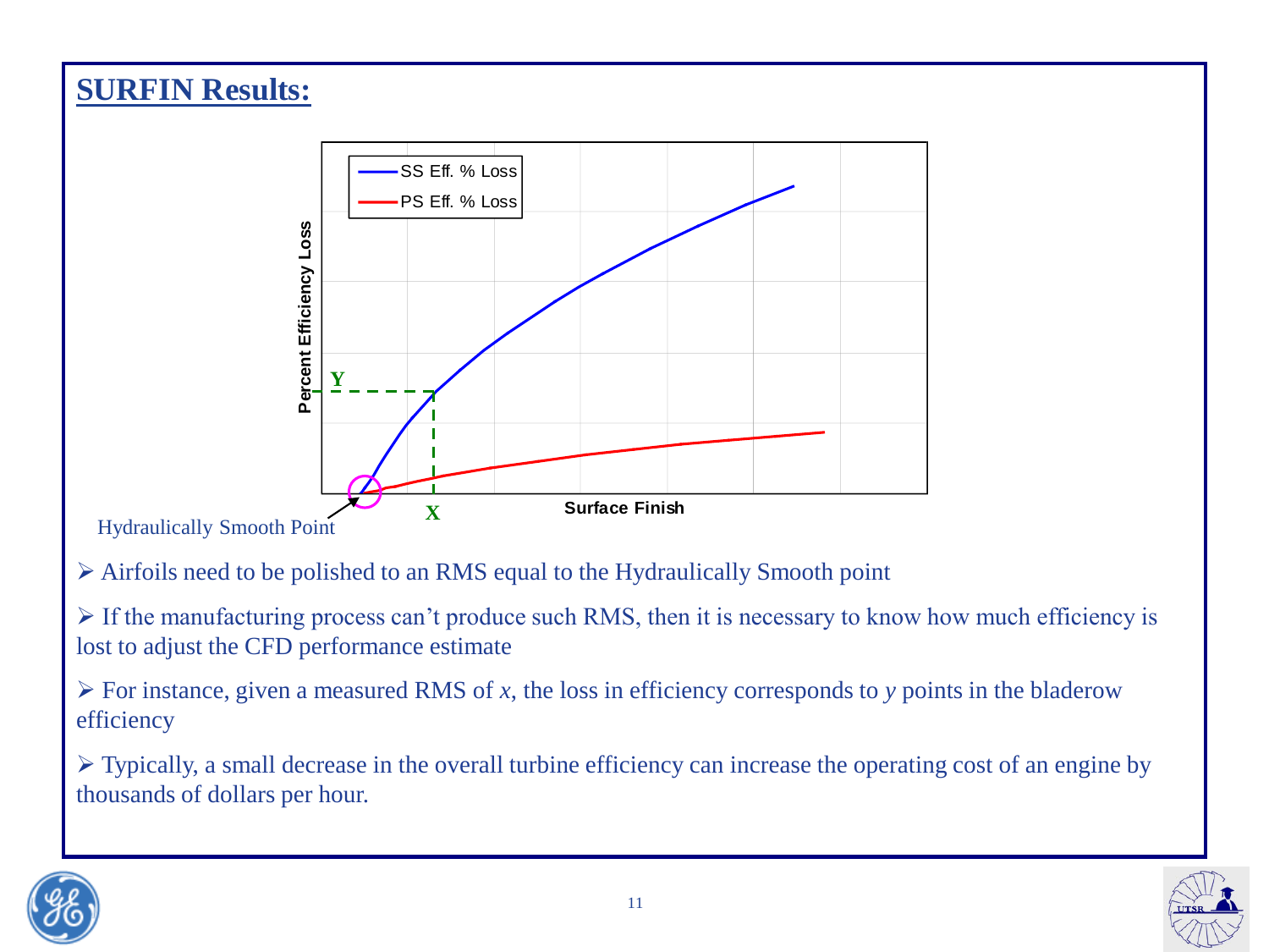## SURFIN Results:

Hydraulically Smooth Point

- Airfoils need to be polished to an RMS equal to the Hydraulically Smooth point
- If the manufacturing process can't produce such RMS, then it is necessary to know how much efficiency is lost to adjust the CFD performance estimate
- For instance, given a measured RMS of *x*, the loss in efficiency corresponds to *y* points in the bladerow efficiency
- Typically, a small decrease in the overall turbine efficiency can increase the operating cost of an engine by thousands of dollars per hour.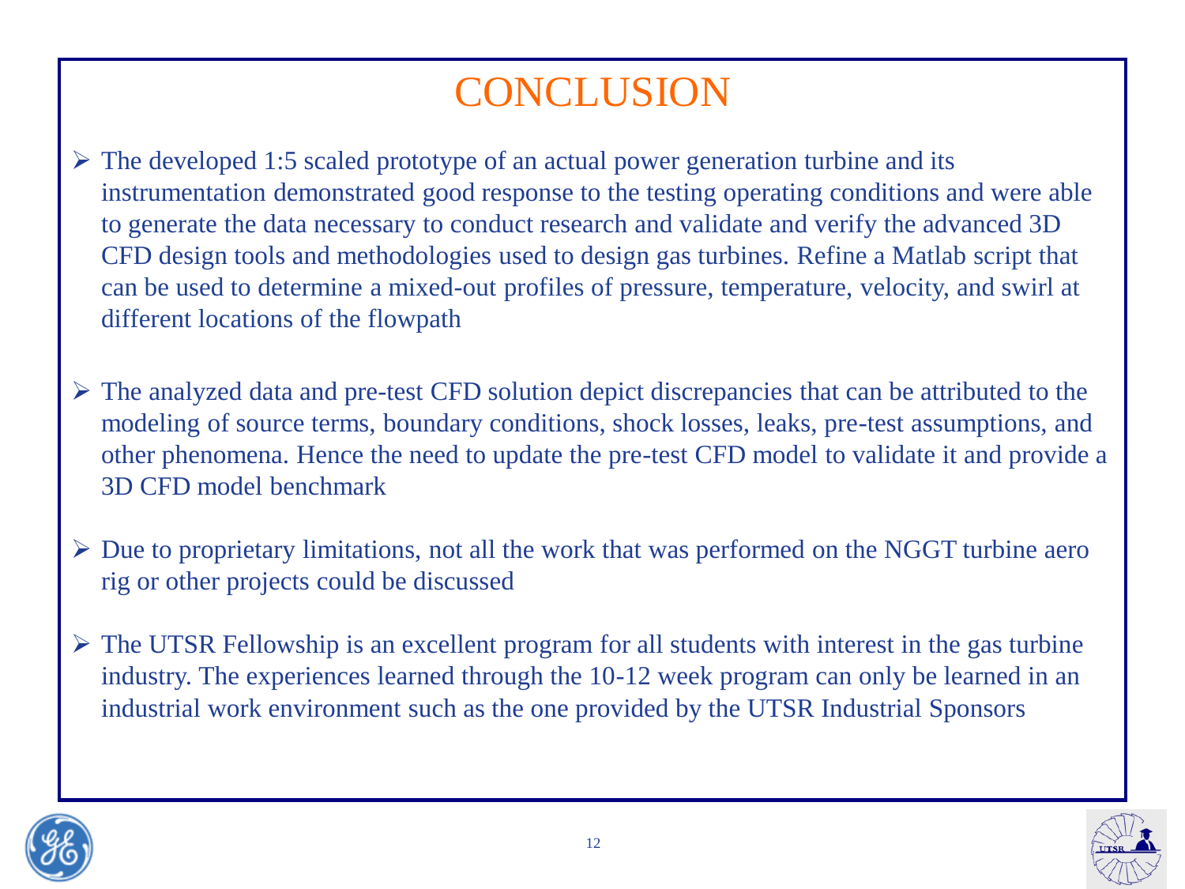# CONCLUSION

- The developed 1:5 scaled prototype of an actual power generation turbine and its instrumentation demonstrated good response to the testing operating conditions and were able to generate the data necessary to conduct research and validate and verify the advanced 3D CFD design tools and methodologies used to design gas turbines. Refine a Matlab script that can be used to determine a mixed-out profiles of pressure, temperature, velocity, and swirl at different locations of the flowpath

- The analyzed data and pre-test CFD solution depict discrepancies that can be attributed to the modeling of source terms, boundary conditions, shock losses, leaks, pre-test assumptions, and other phenomena. Hence the need to update the pre-test CFD model to validate it and provide a 3D CFD model benchmark

- Due to proprietary limitations, not all the work that was performed on the NGGT turbine aero rig or other projects could be discussed

- The UTSR Fellowship is an excellent program for all students with interest in the gas turbine industry. The experiences learned through the 10-12 week program can only be learned in an industrial work environment such as the one provided by the UTSR Industrial Sponsors